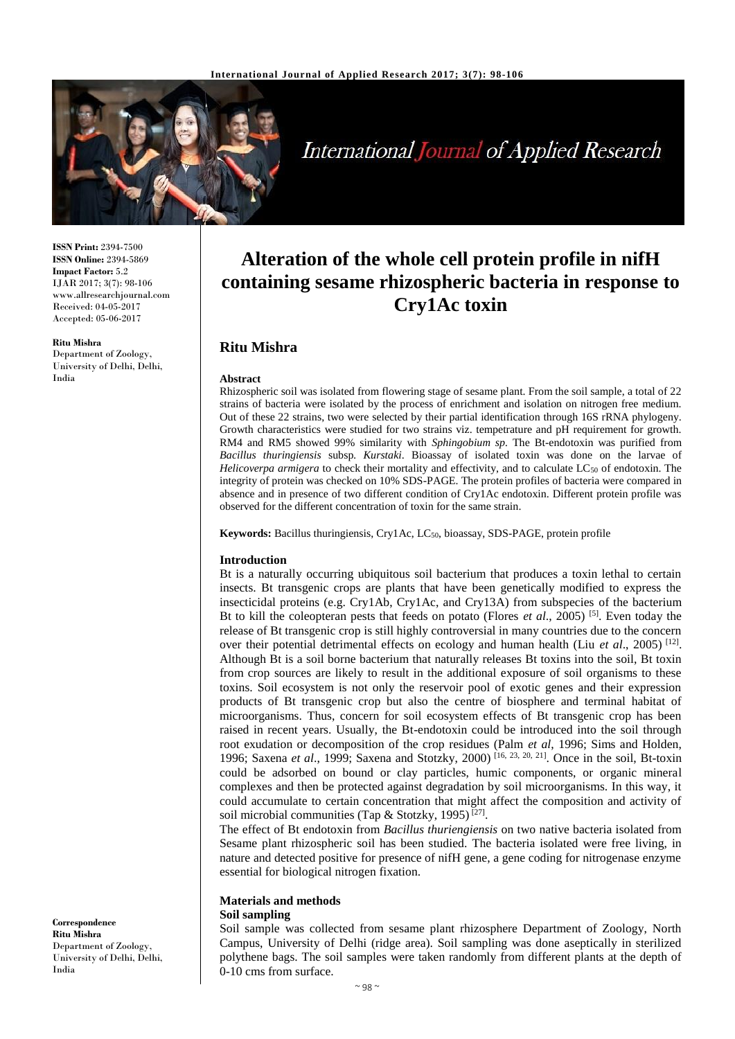**ISSN Print:** 2394-7500
**ISSN Online:** 2394-5869
**Impact Factor:** 5.2
IJAR 2017; 3(7): 98-106
www.allresearchjournal.com
Received: 04-05-2017
Accepted: 05-06-2017

**Ritu Mishra**
Department of Zoology, University of Delhi, Delhi, India

**Correspondence**
**Ritu Mishra**
Department of Zoology, University of Delhi, Delhi, India

# Alteration of the whole cell protein profile in nifH containing sesame rhizospheric bacteria in response to Cry1Ac toxin

## Ritu Mishra

### Abstract

Rhizospheric soil was isolated from flowering stage of sesame plant. From the soil sample, a total of 22 strains of bacteria were isolated by the process of enrichment and isolation on nitrogen free medium. Out of these 22 strains, two were selected by their partial identification through 16S rRNA phylogeny. Growth characteristics were studied for two strains viz. tempetrature and pH requirement for growth. RM4 and RM5 showed 99% similarity with *Sphingobium sp.* The Bt-endotoxin was purified from *Bacillus thuringiensis* subsp. *Kurstaki*. Bioassay of isolated toxin was done on the larvae of *Helicoverpa armigera* to check their mortality and effectivity, and to calculate $LC_{50}$ of endotoxin. The integrity of protein was checked on 10% SDS-PAGE. The protein profiles of bacteria were compared in absence and in presence of two different condition of Cry1Ac endotoxin. Different protein profile was observed for the different concentration of toxin for the same strain.

**Keywords:** Bacillus thuringiensis, Cry1Ac, $LC_{50}$, bioassay, SDS-PAGE, protein profile

### Introduction

Bt is a naturally occurring ubiquitous soil bacterium that produces a toxin lethal to certain insects. Bt transgenic crops are plants that have been genetically modified to express the insecticidal proteins (e.g. Cry1Ab, Cry1Ac, and Cry13A) from subspecies of the bacterium Bt to kill the coleopteran pests that feeds on potato (Flores *et al*., 2005) [5]. Even today the release of Bt transgenic crop is still highly controversial in many countries due to the concern over their potential detrimental effects on ecology and human health (Liu *et al*., 2005) [12]. Although Bt is a soil borne bacterium that naturally releases Bt toxins into the soil, Bt toxin from crop sources are likely to result in the additional exposure of soil organisms to these toxins. Soil ecosystem is not only the reservoir pool of exotic genes and their expression products of Bt transgenic crop but also the centre of biosphere and terminal habitat of microorganisms. Thus, concern for soil ecosystem effects of Bt transgenic crop has been raised in recent years. Usually, the Bt-endotoxin could be introduced into the soil through root exudation or decomposition of the crop residues (Palm *et al*, 1996; Sims and Holden, 1996; Saxena *et al*., 1999; Saxena and Stotzky, 2000) [16, 23, 20, 21]. Once in the soil, Bt-toxin could be adsorbed on bound or clay particles, humic components, or organic mineral complexes and then be protected against degradation by soil microorganisms. In this way, it could accumulate to certain concentration that might affect the composition and activity of soil microbial communities (Tap & Stotzky, 1995) [27].

The effect of Bt endotoxin from *Bacillus thuriengiensis* on two native bacteria isolated from Sesame plant rhizospheric soil has been studied. The bacteria isolated were free living, in nature and detected positive for presence of nifH gene, a gene coding for nitrogenase enzyme essential for biological nitrogen fixation.

### Materials and methods

**Soil sampling**

Soil sample was collected from sesame plant rhizosphere Department of Zoology, North Campus, University of Delhi (ridge area). Soil sampling was done aseptically in sterilized polythene bags. The soil samples were taken randomly from different plants at the depth of 0-10 cms from surface.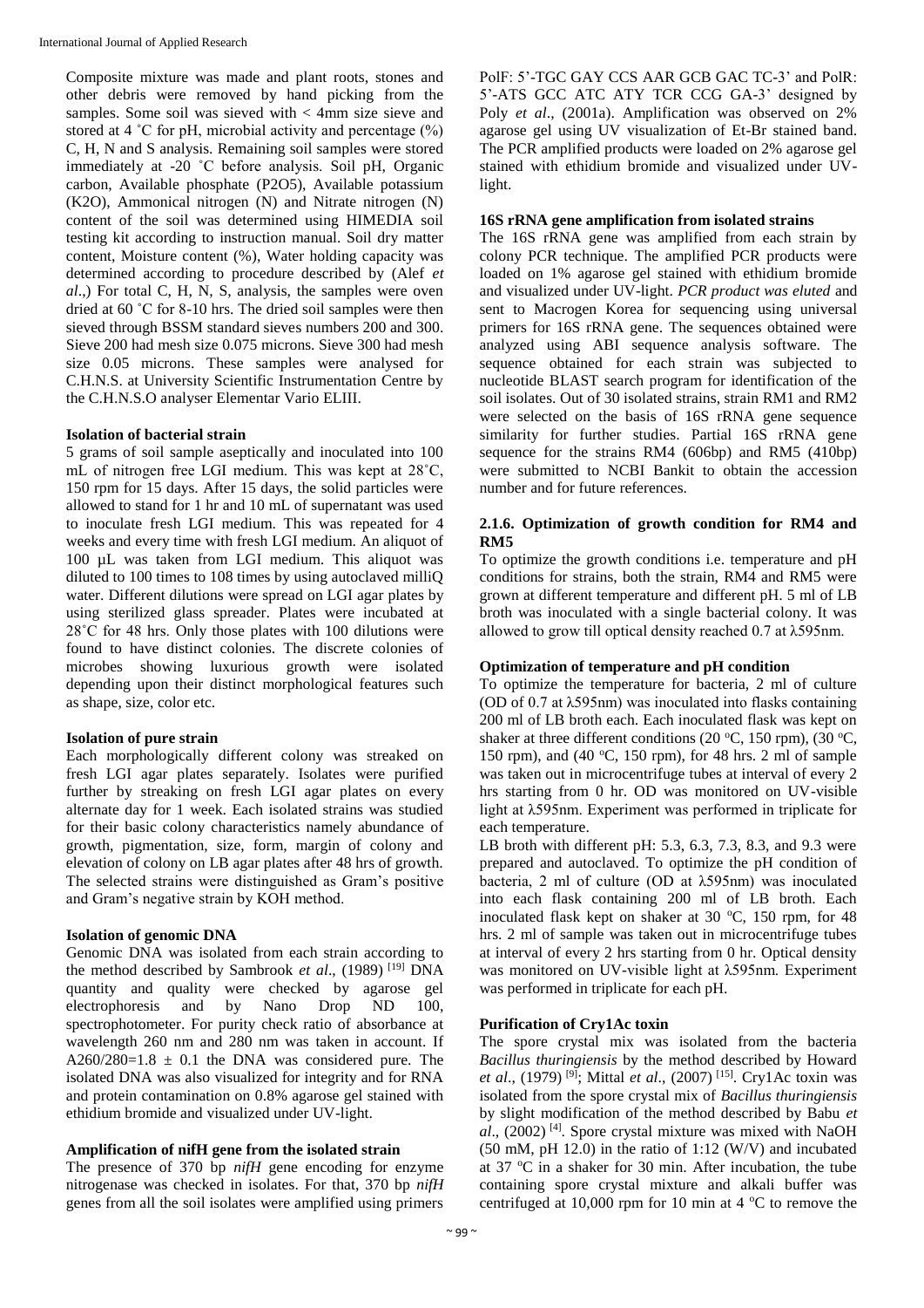Composite mixture was made and plant roots, stones and other debris were removed by hand picking from the samples. Some soil was sieved with < 4mm size sieve and stored at 4 ˚C for pH, microbial activity and percentage (%) C, H, N and S analysis. Remaining soil samples were stored immediately at -20 ˚C before analysis. Soil pH, Organic carbon, Available phosphate (P2O5), Available potassium (K2O), Ammonical nitrogen (N) and Nitrate nitrogen (N) content of the soil was determined using HIMEDIA soil testing kit according to instruction manual. Soil dry matter content, Moisture content (%), Water holding capacity was determined according to procedure described by (Alef *et al*.,) For total C, H, N, S, analysis, the samples were oven dried at 60 ˚C for 8-10 hrs. The dried soil samples were then sieved through BSSM standard sieves numbers 200 and 300. Sieve 200 had mesh size 0.075 microns. Sieve 300 had mesh size 0.05 microns. These samples were analysed for C.H.N.S. at University Scientific Instrumentation Centre by the C.H.N.S.O analyser Elementar Vario ELIII.

**Isolation of bacterial strain**

5 grams of soil sample aseptically and inoculated into 100 mL of nitrogen free LGI medium. This was kept at 28˚C, 150 rpm for 15 days. After 15 days, the solid particles were allowed to stand for 1 hr and 10 mL of supernatant was used to inoculate fresh LGI medium. This was repeated for 4 weeks and every time with fresh LGI medium. An aliquot of 100 µL was taken from LGI medium. This aliquot was diluted to 100 times to 108 times by using autoclaved milliQ water. Different dilutions were spread on LGI agar plates by using sterilized glass spreader. Plates were incubated at 28˚C for 48 hrs. Only those plates with 100 dilutions were found to have distinct colonies. The discrete colonies of microbes showing luxurious growth were isolated depending upon their distinct morphological features such as shape, size, color etc.

**Isolation of pure strain**

Each morphologically different colony was streaked on fresh LGI agar plates separately. Isolates were purified further by streaking on fresh LGI agar plates on every alternate day for 1 week. Each isolated strains was studied for their basic colony characteristics namely abundance of growth, pigmentation, size, form, margin of colony and elevation of colony on LB agar plates after 48 hrs of growth. The selected strains were distinguished as Gram's positive and Gram's negative strain by KOH method.

**Isolation of genomic DNA**

Genomic DNA was isolated from each strain according to the method described by Sambrook *et al*., (1989) [19] DNA quantity and quality were checked by agarose gel electrophoresis and by Nano Drop ND 100, spectrophotometer. For purity check ratio of absorbance at wavelength 260 nm and 280 nm was taken in account. If $A260/280=1.8 \pm 0.1$ the DNA was considered pure. The isolated DNA was also visualized for integrity and for RNA and protein contamination on 0.8% agarose gel stained with ethidium bromide and visualized under UV-light.

**Amplification of nifH gene from the isolated strain**

The presence of 370 bp *nifH* gene encoding for enzyme nitrogenase was checked in isolates. For that, 370 bp *nifH* genes from all the soil isolates were amplified using primers PolF: 5'-TGC GAY CCS AAR GCB GAC TC-3' and PolR: 5'-ATS GCC ATC ATY TCR CCG GA-3' designed by Poly *et al*., (2001a). Amplification was observed on 2% agarose gel using UV visualization of Et-Br stained band. The PCR amplified products were loaded on 2% agarose gel stained with ethidium bromide and visualized under UV-light.

**16S rRNA gene amplification from isolated strains**

The 16S rRNA gene was amplified from each strain by colony PCR technique. The amplified PCR products were loaded on 1% agarose gel stained with ethidium bromide and visualized under UV-light. *PCR product was eluted* and sent to Macrogen Korea for sequencing using universal primers for 16S rRNA gene. The sequences obtained were analyzed using ABI sequence analysis software. The sequence obtained for each strain was subjected to nucleotide BLAST search program for identification of the soil isolates. Out of 30 isolated strains, strain RM1 and RM2 were selected on the basis of 16S rRNA gene sequence similarity for further studies. Partial 16S rRNA gene sequence for the strains RM4 (606bp) and RM5 (410bp) were submitted to NCBI Bankit to obtain the accession number and for future references.

**2.1.6. Optimization of growth condition for RM4 and RM5**

To optimize the growth conditions i.e. temperature and pH conditions for strains, both the strain, RM4 and RM5 were grown at different temperature and different pH. 5 ml of LB broth was inoculated with a single bacterial colony. It was allowed to grow till optical density reached 0.7 at λ595nm.

**Optimization of temperature and pH condition**

To optimize the temperature for bacteria, 2 ml of culture (OD of 0.7 at λ595nm) was inoculated into flasks containing 200 ml of LB broth each. Each inoculated flask was kept on shaker at three different conditions (20 °C, 150 rpm), (30 °C, 150 rpm), and (40 °C, 150 rpm), for 48 hrs. 2 ml of sample was taken out in microcentrifuge tubes at interval of every 2 hrs starting from 0 hr. OD was monitored on UV-visible light at λ595nm. Experiment was performed in triplicate for each temperature.

LB broth with different pH: 5.3, 6.3, 7.3, 8.3, and 9.3 were prepared and autoclaved. To optimize the pH condition of bacteria, 2 ml of culture (OD at λ595nm) was inoculated into each flask containing 200 ml of LB broth. Each inoculated flask kept on shaker at 30 °C, 150 rpm, for 48 hrs. 2 ml of sample was taken out in microcentrifuge tubes at interval of every 2 hrs starting from 0 hr. Optical density was monitored on UV-visible light at λ595nm. Experiment was performed in triplicate for each pH.

**Purification of Cry1Ac toxin**

The spore crystal mix was isolated from the bacteria *Bacillus thuringiensis* by the method described by Howard *et al*., (1979) [9]; Mittal *et al*., (2007) [15]. Cry1Ac toxin was isolated from the spore crystal mix of *Bacillus thuringiensis* by slight modification of the method described by Babu *et al*., (2002) [4]. Spore crystal mixture was mixed with NaOH (50 mM, pH 12.0) in the ratio of 1:12 (W/V) and incubated at 37 °C in a shaker for 30 min. After incubation, the tube containing spore crystal mixture and alkali buffer was centrifuged at 10,000 rpm for 10 min at 4 °C to remove the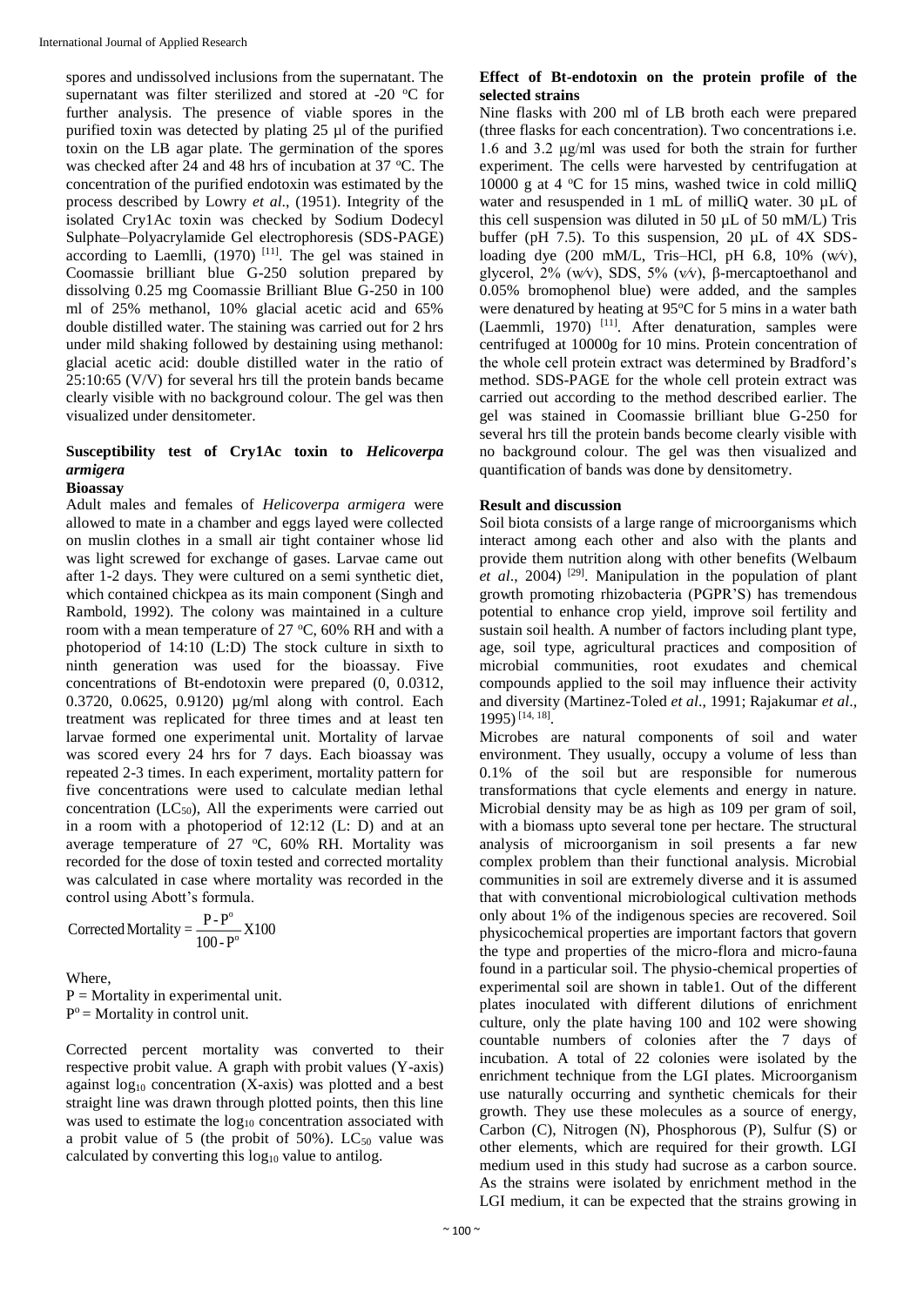spores and undissolved inclusions from the supernatant. The supernatant was filter sterilized and stored at -20 °C for further analysis. The presence of viable spores in the purified toxin was detected by plating 25 µl of the purified toxin on the LB agar plate. The germination of the spores was checked after 24 and 48 hrs of incubation at 37 °C. The concentration of the purified endotoxin was estimated by the process described by Lowry *et al*., (1951). Integrity of the isolated Cry1Ac toxin was checked by Sodium Dodecyl Sulphate–Polyacrylamide Gel electrophoresis (SDS-PAGE) according to Laemlli, (1970) [11]. The gel was stained in Coomassie brilliant blue G-250 solution prepared by dissolving 0.25 mg Coomassie Brilliant Blue G-250 in 100 ml of 25% methanol, 10% glacial acetic acid and 65% double distilled water. The staining was carried out for 2 hrs under mild shaking followed by destaining using methanol: glacial acetic acid: double distilled water in the ratio of 25:10:65 (V/V) for several hrs till the protein bands became clearly visible with no background colour. The gel was then visualized under densitometer.

### Susceptibility test of Cry1Ac toxin to *Helicoverpa armigera*

**Bioassay**

Adult males and females of *Helicoverpa armigera* were allowed to mate in a chamber and eggs layed were collected on muslin clothes in a small air tight container whose lid was light screwed for exchange of gases. Larvae came out after 1-2 days. They were cultured on a semi synthetic diet, which contained chickpea as its main component (Singh and Rambold, 1992). The colony was maintained in a culture room with a mean temperature of 27 °C, 60% RH and with a photoperiod of 14:10 (L:D) The stock culture in sixth to ninth generation was used for the bioassay. Five concentrations of Bt-endotoxin were prepared (0, 0.0312, 0.3720, 0.0625, 0.9120) µg/ml along with control. Each treatment was replicated for three times and at least ten larvae formed one experimental unit. Mortality of larvae was scored every 24 hrs for 7 days. Each bioassay was repeated 2-3 times. In each experiment, mortality pattern for five concentrations were used to calculate median lethal concentration ($LC_{50}$), All the experiments were carried out in a room with a photoperiod of 12:12 (L: D) and at an average temperature of 27 °C, 60% RH. Mortality was recorded for the dose of toxin tested and corrected mortality was calculated in case where mortality was recorded in the control using Abott's formula.

$$\text{Corrected Mortality} = \frac{P - P^o}{100 - P^o} X100$$

Where,

P = Mortality in experimental unit.

$P^o$ = Mortality in control unit.

Corrected percent mortality was converted to their respective probit value. A graph with probit values (Y-axis) against $\log_{10}$ concentration (X-axis) was plotted and a best straight line was drawn through plotted points, then this line was used to estimate the $\log_{10}$ concentration associated with a probit value of 5 (the probit of 50%). $LC_{50}$ value was calculated by converting this $\log_{10}$ value to antilog.

### Effect of Bt-endotoxin on the protein profile of the selected strains

Nine flasks with 200 ml of LB broth each were prepared (three flasks for each concentration). Two concentrations i.e. 1.6 and 3.2 µg/ml was used for both the strain for further experiment. The cells were harvested by centrifugation at 10000 g at 4 °C for 15 mins, washed twice in cold milliQ water and resuspended in 1 mL of milliQ water. 30 µL of this cell suspension was diluted in 50 µL of 50 mM/L) Tris buffer (pH 7.5). To this suspension, 20 µL of 4X SDS-loading dye (200 mM/L, Tris–HCl, pH 6.8, 10% (w⁄v), glycerol, 2% (w⁄v), SDS, 5% (v⁄v), β-mercaptoethanol and 0.05% bromophenol blue) were added, and the samples were denatured by heating at 95°C for 5 mins in a water bath (Laemmli, 1970) [11]. After denaturation, samples were centrifuged at 10000g for 10 mins. Protein concentration of the whole cell protein extract was determined by Bradford's method. SDS-PAGE for the whole cell protein extract was carried out according to the method described earlier. The gel was stained in Coomassie brilliant blue G-250 for several hrs till the protein bands become clearly visible with no background colour. The gel was then visualized and quantification of bands was done by densitometry.

## Result and discussion

Soil biota consists of a large range of microorganisms which interact among each other and also with the plants and provide them nutrition along with other benefits (Welbaum *et al*., 2004) [29]. Manipulation in the population of plant growth promoting rhizobacteria (PGPR'S) has tremendous potential to enhance crop yield, improve soil fertility and sustain soil health. A number of factors including plant type, age, soil type, agricultural practices and composition of microbial communities, root exudates and chemical compounds applied to the soil may influence their activity and diversity (Martinez-Toled *et al*., 1991; Rajakumar *et al*., 1995) [14, 18].

Microbes are natural components of soil and water environment. They usually, occupy a volume of less than 0.1% of the soil but are responsible for numerous transformations that cycle elements and energy in nature. Microbial density may be as high as 109 per gram of soil, with a biomass upto several tone per hectare. The structural analysis of microorganism in soil presents a far new complex problem than their functional analysis. Microbial communities in soil are extremely diverse and it is assumed that with conventional microbiological cultivation methods only about 1% of the indigenous species are recovered. Soil physicochemical properties are important factors that govern the type and properties of the micro-flora and micro-fauna found in a particular soil. The physio-chemical properties of experimental soil are shown in table1. Out of the different plates inoculated with different dilutions of enrichment culture, only the plate having 100 and 102 were showing countable numbers of colonies after the 7 days of incubation. A total of 22 colonies were isolated by the enrichment technique from the LGI plates. Microorganism use naturally occurring and synthetic chemicals for their growth. They use these molecules as a source of energy, Carbon (C), Nitrogen (N), Phosphorous (P), Sulfur (S) or other elements, which are required for their growth. LGI medium used in this study had sucrose as a carbon source. As the strains were isolated by enrichment method in the LGI medium, it can be expected that the strains growing in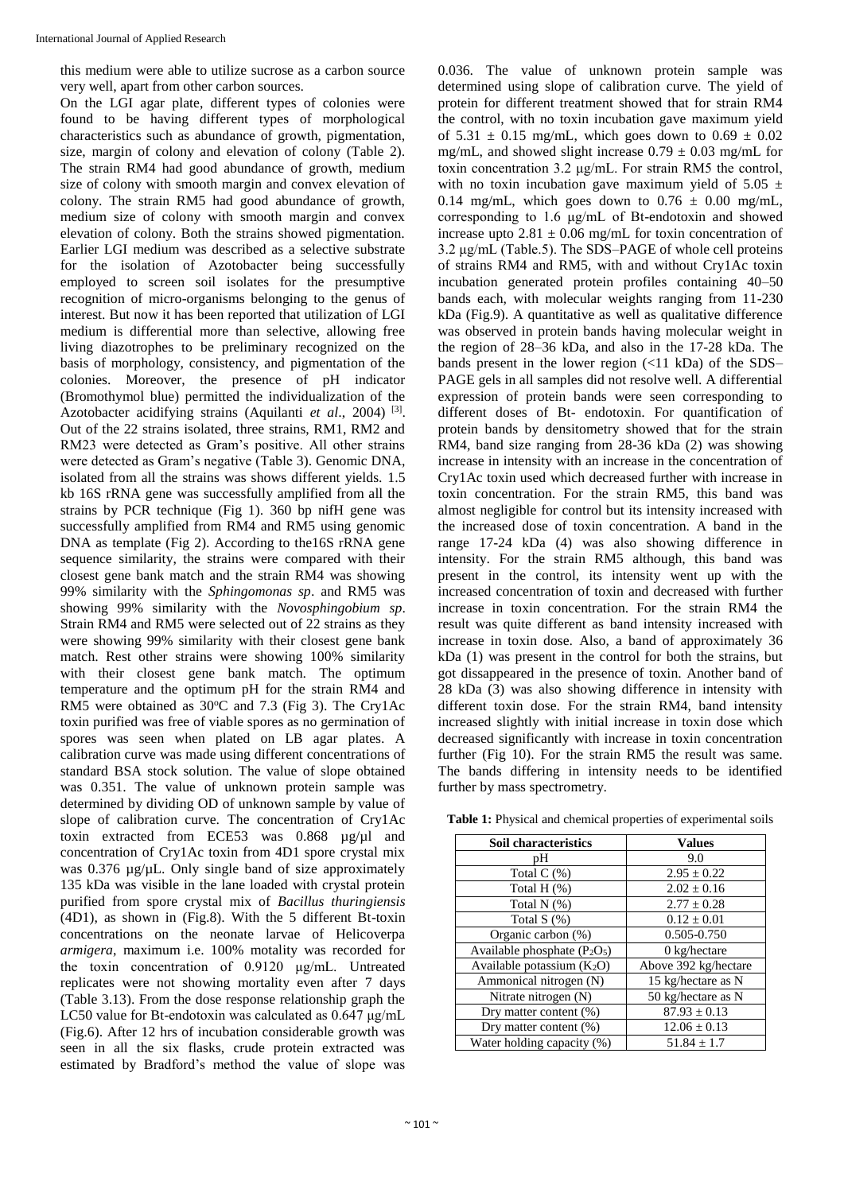this medium were able to utilize sucrose as a carbon source very well, apart from other carbon sources.

On the LGI agar plate, different types of colonies were found to be having different types of morphological characteristics such as abundance of growth, pigmentation, size, margin of colony and elevation of colony (Table 2). The strain RM4 had good abundance of growth, medium size of colony with smooth margin and convex elevation of colony. The strain RM5 had good abundance of growth, medium size of colony with smooth margin and convex elevation of colony. Both the strains showed pigmentation. Earlier LGI medium was described as a selective substrate for the isolation of Azotobacter being successfully employed to screen soil isolates for the presumptive recognition of micro-organisms belonging to the genus of interest. But now it has been reported that utilization of LGI medium is differential more than selective, allowing free living diazotrophes to be preliminary recognized on the basis of morphology, consistency, and pigmentation of the colonies. Moreover, the presence of pH indicator (Bromothymol blue) permitted the individualization of the Azotobacter acidifying strains (Aquilanti *et al*., 2004) [3]. Out of the 22 strains isolated, three strains, RM1, RM2 and RM23 were detected as Gram's positive. All other strains were detected as Gram's negative (Table 3). Genomic DNA, isolated from all the strains was shows different yields. 1.5 kb 16S rRNA gene was successfully amplified from all the strains by PCR technique (Fig 1). 360 bp nifH gene was successfully amplified from RM4 and RM5 using genomic DNA as template (Fig 2). According to the16S rRNA gene sequence similarity, the strains were compared with their closest gene bank match and the strain RM4 was showing 99% similarity with the *Sphingomonas sp*. and RM5 was showing 99% similarity with the *Novosphingobium sp*. Strain RM4 and RM5 were selected out of 22 strains as they were showing 99% similarity with their closest gene bank match. Rest other strains were showing 100% similarity with their closest gene bank match. The optimum temperature and the optimum pH for the strain RM4 and RM5 were obtained as 30$^o$C and 7.3 (Fig 3). The Cry1Ac toxin purified was free of viable spores as no germination of spores was seen when plated on LB agar plates. A calibration curve was made using different concentrations of standard BSA stock solution. The value of slope obtained was 0.351. The value of unknown protein sample was determined by dividing OD of unknown sample by value of slope of calibration curve. The concentration of Cry1Ac toxin extracted from ECE53 was 0.868 µg/µl and concentration of Cry1Ac toxin from 4D1 spore crystal mix was 0.376 µg/µL. Only single band of size approximately 135 kDa was visible in the lane loaded with crystal protein purified from spore crystal mix of *Bacillus thuringiensis* (4D1), as shown in (Fig.8). With the 5 different Bt-toxin concentrations on the neonate larvae of Helicoverpa *armigera*, maximum i.e. 100% motality was recorded for the toxin concentration of 0.9120 µg/mL. Untreated replicates were not showing mortality even after 7 days (Table 3.13). From the dose response relationship graph the LC50 value for Bt-endotoxin was calculated as 0.647 µg/mL (Fig.6). After 12 hrs of incubation considerable growth was seen in all the six flasks, crude protein extracted was estimated by Bradford's method the value of slope was 0.036. The value of unknown protein sample was determined using slope of calibration curve. The yield of protein for different treatment showed that for strain RM4 the control, with no toxin incubation gave maximum yield of 5.31 ± 0.15 mg/mL, which goes down to 0.69 ± 0.02 mg/mL, and showed slight increase 0.79 ± 0.03 mg/mL for toxin concentration 3.2 µg/mL. For strain RM5 the control, with no toxin incubation gave maximum yield of 5.05 ± 0.14 mg/mL, which goes down to 0.76 ± 0.00 mg/mL, corresponding to 1.6 µg/mL of Bt-endotoxin and showed increase upto 2.81 ± 0.06 mg/mL for toxin concentration of 3.2 µg/mL (Table.5). The SDS–PAGE of whole cell proteins of strains RM4 and RM5, with and without Cry1Ac toxin incubation generated protein profiles containing 40–50 bands each, with molecular weights ranging from 11-230 kDa (Fig.9). A quantitative as well as qualitative difference was observed in protein bands having molecular weight in the region of 28–36 kDa, and also in the 17-28 kDa. The bands present in the lower region (<11 kDa) of the SDS–PAGE gels in all samples did not resolve well. A differential expression of protein bands were seen corresponding to different doses of Bt- endotoxin. For quantification of protein bands by densitometry showed that for the strain RM4, band size ranging from 28-36 kDa (2) was showing increase in intensity with an increase in the concentration of Cry1Ac toxin used which decreased further with increase in toxin concentration. For the strain RM5, this band was almost negligible for control but its intensity increased with the increased dose of toxin concentration. A band in the range 17-24 kDa (4) was also showing difference in intensity. For the strain RM5 although, this band was present in the control, its intensity went up with the increased concentration of toxin and decreased with further increase in toxin concentration. For the strain RM4 the result was quite different as band intensity increased with increase in toxin dose. Also, a band of approximately 36 kDa (1) was present in the control for both the strains, but got dissappeared in the presence of toxin. Another band of 28 kDa (3) was also showing difference in intensity with different toxin dose. For the strain RM4, band intensity increased slightly with initial increase in toxin dose which decreased significantly with increase in toxin concentration further (Fig 10). For the strain RM5 the result was same. The bands differing in intensity needs to be identified further by mass spectrometry.

**Table 1:** Physical and chemical properties of experimental soils

| Soil characteristics | Values |
|---|---|
| pH | 9.0 |
| Total C (%) | 2.95 ± 0.22 |
| Total H (%) | 2.02 ± 0.16 |
| Total N (%) | 2.77 ± 0.28 |
| Total S (%) | 0.12 ± 0.01 |
| Organic carbon (%) | 0.505-0.750 |
| Available phosphate ($P_2O_5$) | 0 kg/hectare |
| Available potassium ($K_2O$) | Above 392 kg/hectare |
| Ammonical nitrogen (N) | 15 kg/hectare as N |
| Nitrate nitrogen (N) | 50 kg/hectare as N |
| Dry matter content (%) | 87.93 ± 0.13 |
| Dry matter content (%) | 12.06 ± 0.13 |
| Water holding capacity (%) | 51.84 ± 1.7 |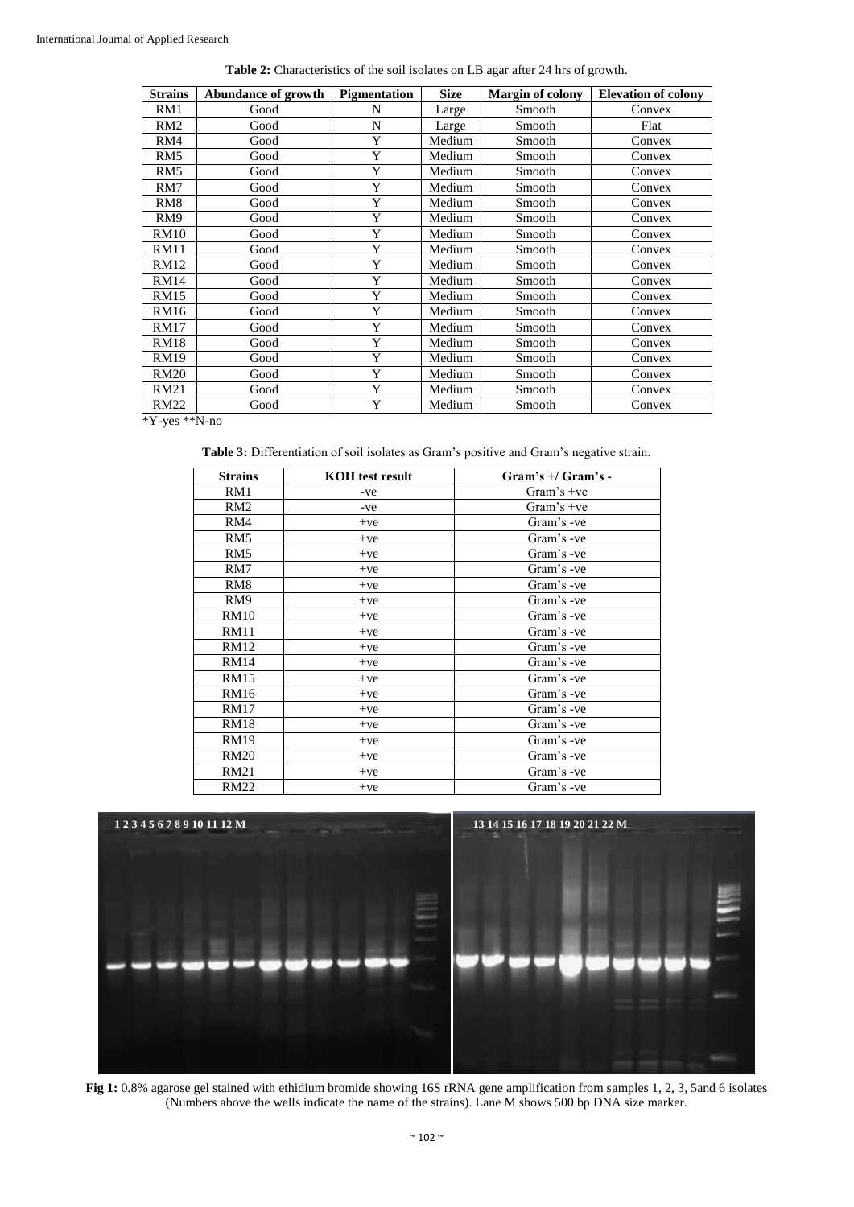**Table 2:** Characteristics of the soil isolates on LB agar after 24 hrs of growth.

| Strains | Abundance of growth | Pigmentation | Size | Margin of colony | Elevation of colony |
|---|---|---|---|---|---|
| RM1 | Good | N | Large | Smooth | Convex |
| RM2 | Good | N | Large | Smooth | Flat |
| RM4 | Good | Y | Medium | Smooth | Convex |
| RM5 | Good | Y | Medium | Smooth | Convex |
| RM5 | Good | Y | Medium | Smooth | Convex |
| RM7 | Good | Y | Medium | Smooth | Convex |
| RM8 | Good | Y | Medium | Smooth | Convex |
| RM9 | Good | Y | Medium | Smooth | Convex |
| RM10 | Good | Y | Medium | Smooth | Convex |
| RM11 | Good | Y | Medium | Smooth | Convex |
| RM12 | Good | Y | Medium | Smooth | Convex |
| RM14 | Good | Y | Medium | Smooth | Convex |
| RM15 | Good | Y | Medium | Smooth | Convex |
| RM16 | Good | Y | Medium | Smooth | Convex |
| RM17 | Good | Y | Medium | Smooth | Convex |
| RM18 | Good | Y | Medium | Smooth | Convex |
| RM19 | Good | Y | Medium | Smooth | Convex |
| RM20 | Good | Y | Medium | Smooth | Convex |
| RM21 | Good | Y | Medium | Smooth | Convex |
| RM22 | Good | Y | Medium | Smooth | Convex |

*Y-yes **N-no

**Table 3:** Differentiation of soil isolates as Gram's positive and Gram's negative strain.

| Strains | KOH test result | Gram's +/ Gram's - |
|---|---|---|
| RM1 | -ve | Gram's +ve |
| RM2 | -ve | Gram's +ve |
| RM4 | +ve | Gram's -ve |
| RM5 | +ve | Gram's -ve |
| RM5 | +ve | Gram's -ve |
| RM7 | +ve | Gram's -ve |
| RM8 | +ve | Gram's -ve |
| RM9 | +ve | Gram's -ve |
| RM10 | +ve | Gram's -ve |
| RM11 | +ve | Gram's -ve |
| RM12 | +ve | Gram's -ve |
| RM14 | +ve | Gram's -ve |
| RM15 | +ve | Gram's -ve |
| RM16 | +ve | Gram's -ve |
| RM17 | +ve | Gram's -ve |
| RM18 | +ve | Gram's -ve |
| RM19 | +ve | Gram's -ve |
| RM20 | +ve | Gram's -ve |
| RM21 | +ve | Gram's -ve |
| RM22 | +ve | Gram's -ve |

**Fig 1:** 0.8% agarose gel stained with ethidium bromide showing 16S rRNA gene amplification from samples 1, 2, 3, 5and 6 isolates (Numbers above the wells indicate the name of the strains). Lane M shows 500 bp DNA size marker.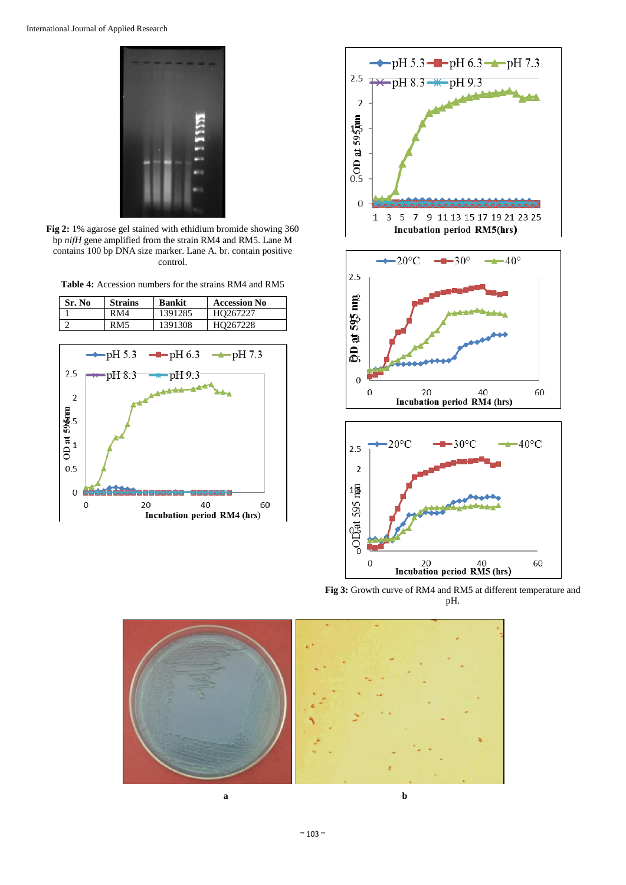**Fig 2:** 1% agarose gel stained with ethidium bromide showing 360 bp *nifH* gene amplified from the strain RM4 and RM5. Lane M contains 100 bp DNA size marker. Lane A. br. contain positive control.

**Table 4:** Accession numbers for the strains RM4 and RM5

| Sr. No | Strains | Bankit | Accession No |
|---|---|---|---|
| 1 | RM4 | 1391285 | HQ267227 |
| 2 | RM5 | 1391308 | HQ267228 |

**Fig 3:** Growth curve of RM4 and RM5 at different temperature and pH.

a

b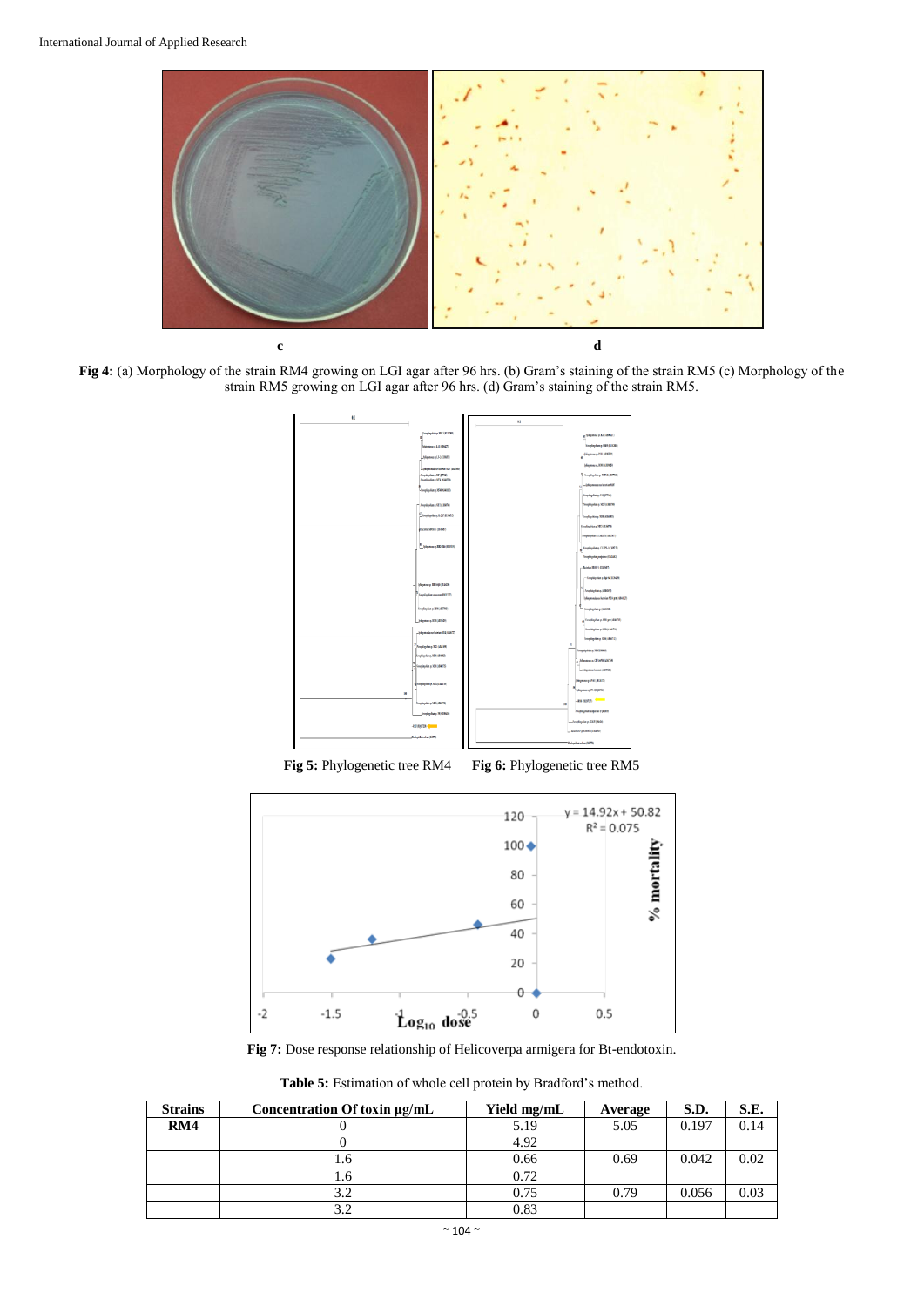c d

**Fig 4:** (a) Morphology of the strain RM4 growing on LGI agar after 96 hrs. (b) Gram's staining of the strain RM5 (c) Morphology of the strain RM5 growing on LGI agar after 96 hrs. (d) Gram's staining of the strain RM5.

**Fig 5:** Phylogenetic tree RM4 **Fig 6:** Phylogenetic tree RM5

**Fig 7:** Dose response relationship of Helicoverpa armigera for Bt-endotoxin.

**Table 5:** Estimation of whole cell protein by Bradford's method.

| Strains | Concentration Of toxin µg/mL | Yield mg/mL | Average | S.D. | S.E. |
|---|---|---|---|---|---|
| **RM4** | 0 | 5.19 | 5.05 | 0.197 | 0.14 |
| | 0 | 4.92 | | | |
| | 1.6 | 0.66 | 0.69 | 0.042 | 0.02 |
| | 1.6 | 0.72 | | | |
| | 3.2 | 0.75 | 0.79 | 0.056 | 0.03 |
| | 3.2 | 0.83 | | | |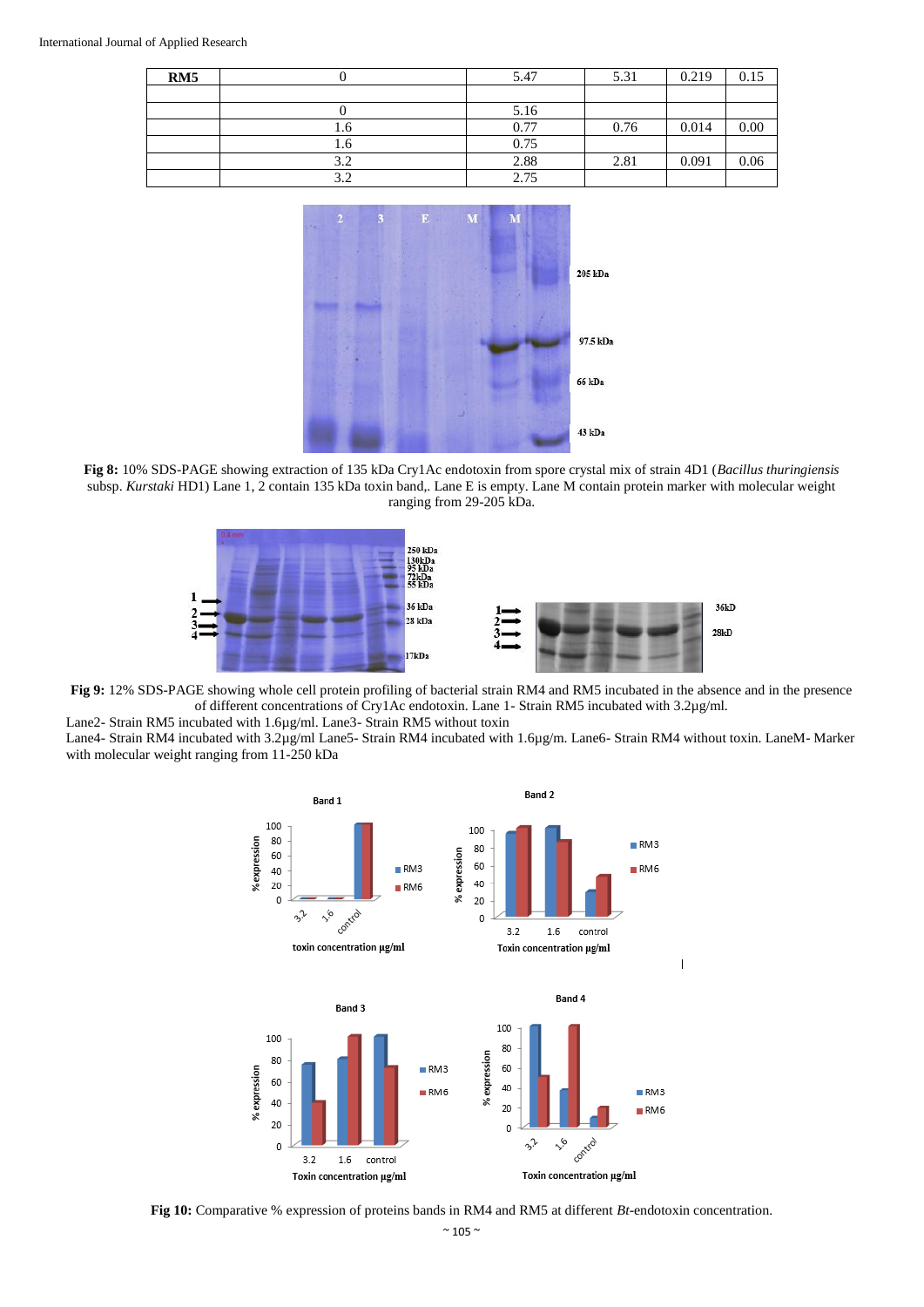| RM5 | 0 | 5.47 | 5.31 | 0.219 | 0.15 |
|---|---|---|---|---|---|
| | | | | | |
| | 0 | 5.16 | | | |
| | 1.6 | 0.77 | 0.76 | 0.014 | 0.00 |
| | 1.6 | 0.75 | | | |
| | 3.2 | 2.88 | 2.81 | 0.091 | 0.06 |
| | 3.2 | 2.75 | | | |

**Fig 8:** 10% SDS-PAGE showing extraction of 135 kDa Cry1Ac endotoxin from spore crystal mix of strain 4D1 (*Bacillus thuringiensis* subsp. *Kurstaki* HD1) Lane 1, 2 contain 135 kDa toxin band,. Lane E is empty. Lane M contain protein marker with molecular weight ranging from 29-205 kDa.

**Fig 9:** 12% SDS-PAGE showing whole cell protein profiling of bacterial strain RM4 and RM5 incubated in the absence and in the presence of different concentrations of Cry1Ac endotoxin. Lane 1- Strain RM5 incubated with 3.2µg/ml.
Lane2- Strain RM5 incubated with 1.6µg/ml. Lane3- Strain RM5 without toxin
Lane4- Strain RM4 incubated with 3.2µg/ml Lane5- Strain RM4 incubated with 1.6µg/m. Lane6- Strain RM4 without toxin. LaneM- Marker with molecular weight ranging from 11-250 kDa

**Fig 10:** Comparative % expression of proteins bands in RM4 and RM5 at different *Bt*-endotoxin concentration.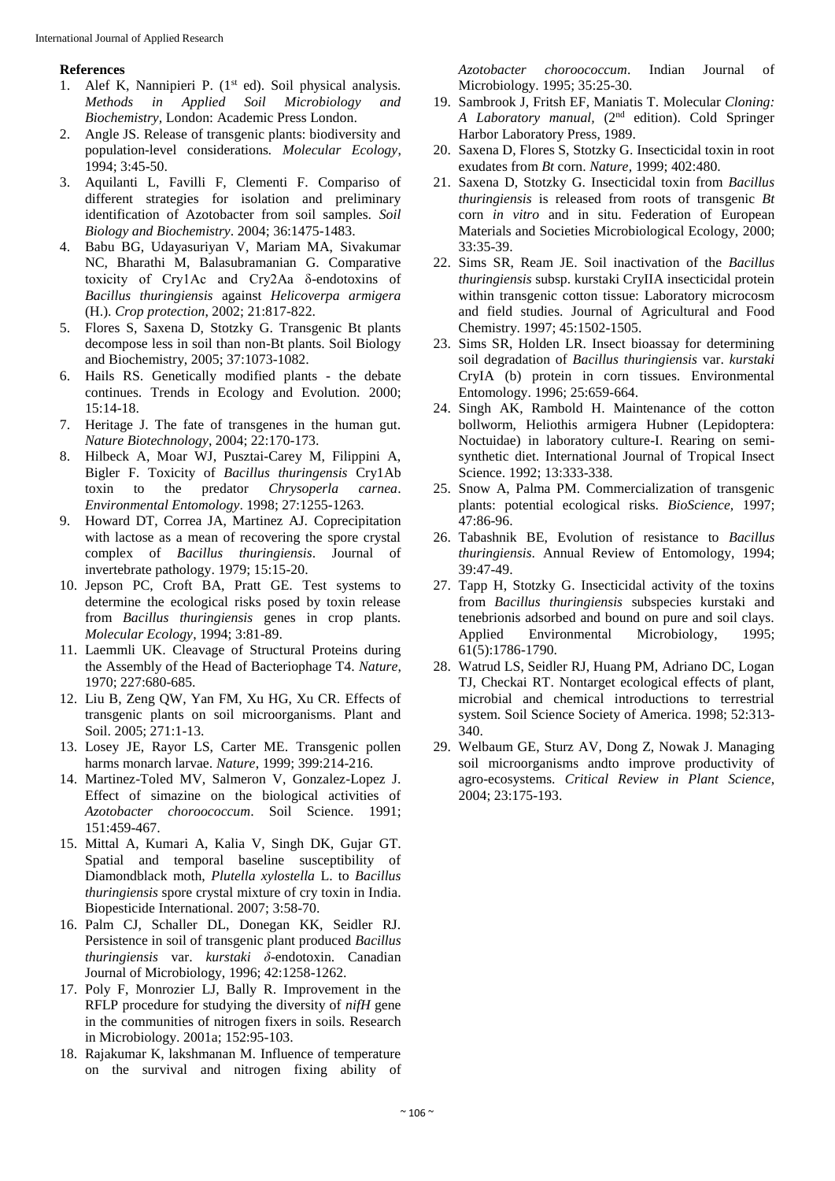**References**

1. Alef K, Nannipieri P. (1st ed). Soil physical analysis. *Methods in Applied Soil Microbiology and Biochemistry*, London: Academic Press London.
2. Angle JS. Release of transgenic plants: biodiversity and population-level considerations. *Molecular Ecology*, 1994; 3:45-50.
3. Aquilanti L, Favilli F, Clementi F. Compariso of different strategies for isolation and preliminary identification of Azotobacter from soil samples. *Soil Biology and Biochemistry*. 2004; 36:1475-1483.
4. Babu BG, Udayasuriyan V, Mariam MA, Sivakumar NC, Bharathi M, Balasubramanian G. Comparative toxicity of Cry1Ac and Cry2Aa δ-endotoxins of *Bacillus thuringiensis* against *Helicoverpa armigera* (H.). *Crop protection*, 2002; 21:817-822.
5. Flores S, Saxena D, Stotzky G. Transgenic Bt plants decompose less in soil than non-Bt plants. Soil Biology and Biochemistry, 2005; 37:1073-1082.
6. Hails RS. Genetically modified plants - the debate continues. Trends in Ecology and Evolution. 2000; 15:14-18.
7. Heritage J. The fate of transgenes in the human gut. *Nature Biotechnology*, 2004; 22:170-173.
8. Hilbeck A, Moar WJ, Pusztai-Carey M, Filippini A, Bigler F. Toxicity of *Bacillus thuringiensis* Cry1Ab toxin to the predator *Chrysoperla carnea*. *Environmental Entomology*. 1998; 27:1255-1263.
9. Howard DT, Correa JA, Martinez AJ. Coprecipitation with lactose as a mean of recovering the spore crystal complex of *Bacillus thuringiensis*. Journal of invertebrate pathology. 1979; 15:15-20.
10. Jepson PC, Croft BA, Pratt GE. Test systems to determine the ecological risks posed by toxin release from *Bacillus thuringiensis* genes in crop plants. *Molecular Ecology*, 1994; 3:81-89.
11. Laemmli UK. Cleavage of Structural Proteins during the Assembly of the Head of Bacteriophage T4. *Nature*, 1970; 227:680-685.
12. Liu B, Zeng QW, Yan FM, Xu HG, Xu CR. Effects of transgenic plants on soil microorganisms. Plant and Soil. 2005; 271:1-13.
13. Losey JE, Rayor LS, Carter ME. Transgenic pollen harms monarch larvae. *Nature*, 1999; 399:214-216.
14. Martinez-Toled MV, Salmeron V, Gonzalez-Lopez J. Effect of simazine on the biological activities of *Azotobacter choroococcum*. Soil Science. 1991; 151:459-467.
15. Mittal A, Kumari A, Kalia V, Singh DK, Gujar GT. Spatial and temporal baseline susceptibility of Diamondblack moth, *Plutella xylostella* L. to *Bacillus thuringiensis* spore crystal mixture of cry toxin in India. Biopesticide International. 2007; 3:58-70.
16. Palm CJ, Schaller DL, Donegan KK, Seidler RJ. Persistence in soil of transgenic plant produced *Bacillus thuringiensis* var. *kurstaki* δ-endotoxin. Canadian Journal of Microbiology, 1996; 42:1258-1262.
17. Poly F, Monrozier LJ, Bally R. Improvement in the RFLP procedure for studying the diversity of *nifH* gene in the communities of nitrogen fixers in soils. Research in Microbiology. 2001a; 152:95-103.
18. Rajakumar K, lakshmanan M. Influence of temperature on the survival and nitrogen fixing ability of *Azotobacter choroococcum*. Indian Journal of Microbiology. 1995; 35:25-30.
19. Sambrook J, Fritsh EF, Maniatis T. Molecular *Cloning: A Laboratory manual*, (2nd edition). Cold Springer Harbor Laboratory Press, 1989.
20. Saxena D, Flores S, Stotzky G. Insecticidal toxin in root exudates from *Bt* corn. *Nature*, 1999; 402:480.
21. Saxena D, Stotzky G. Insecticidal toxin from *Bacillus thuringiensis* is released from roots of transgenic *Bt* corn *in vitro* and in situ. Federation of European Materials and Societies Microbiological Ecology, 2000; 33:35-39.
22. Sims SR, Ream JE. Soil inactivation of the *Bacillus thuringiensis* subsp. kurstaki CryIIA insecticidal protein within transgenic cotton tissue: Laboratory microcosm and field studies. Journal of Agricultural and Food Chemistry. 1997; 45:1502-1505.
23. Sims SR, Holden LR. Insect bioassay for determining soil degradation of *Bacillus thuringiensis* var. *kurstaki* CryIA (b) protein in corn tissues. Environmental Entomology. 1996; 25:659-664.
24. Singh AK, Rambold H. Maintenance of the cotton bollworm, Heliothis armigera Hubner (Lepidoptera: Noctuidae) in laboratory culture-I. Rearing on semi-synthetic diet. International Journal of Tropical Insect Science. 1992; 13:333-338.
25. Snow A, Palma PM. Commercialization of transgenic plants: potential ecological risks. *BioScience*, 1997; 47:86-96.
26. Tabashnik BE, Evolution of resistance to *Bacillus thuringiensis*. Annual Review of Entomology, 1994; 39:47-49.
27. Tapp H, Stotzky G. Insecticidal activity of the toxins from *Bacillus thuringiensis* subspecies kurstaki and tenebrionis adsorbed and bound on pure and soil clays. Applied Environmental Microbiology, 1995; 61(5):1786-1790.
28. Watrud LS, Seidler RJ, Huang PM, Adriano DC, Logan TJ, Checkai RT. Nontarget ecological effects of plant, microbial and chemical introductions to terrestrial system. Soil Science Society of America. 1998; 52:313-340.
29. Welbaum GE, Sturz AV, Dong Z, Nowak J. Managing soil microorganisms andto improve productivity of agro-ecosystems. *Critical Review in Plant Science*, 2004; 23:175-193.